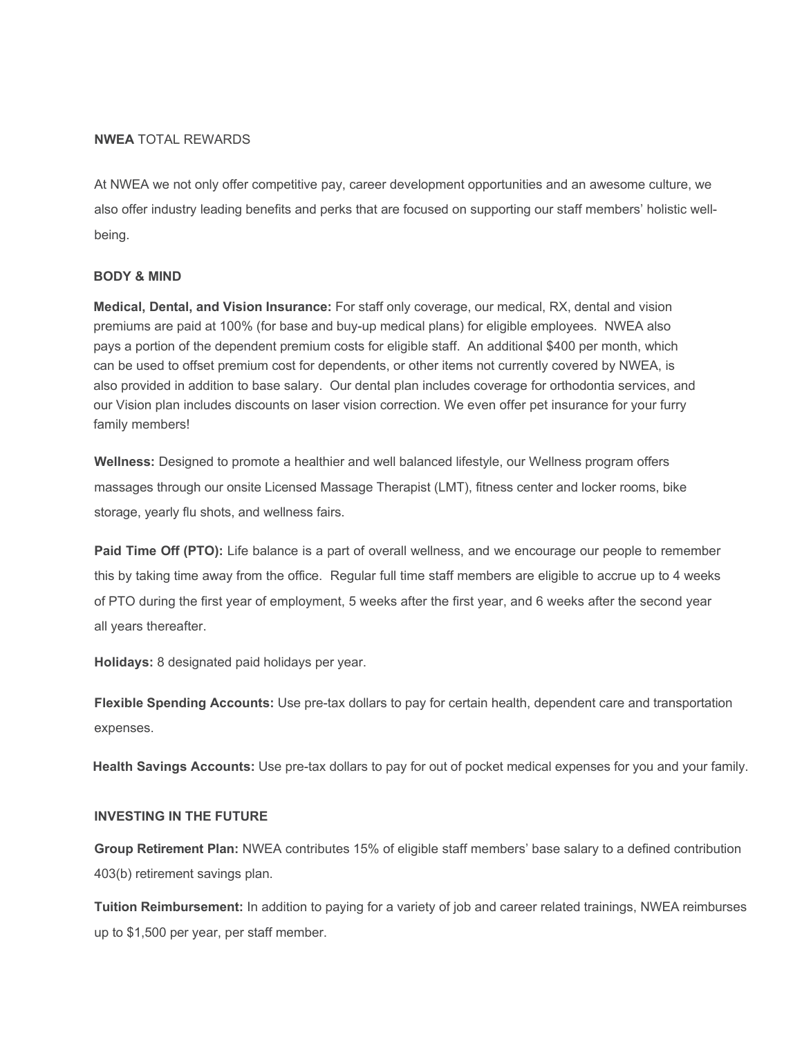**NWEA** TOTAL REWARDS

At NWEA we not only offer competitive pay, career development opportunities and an awesome culture, we also offer industry leading benefits and perks that are focused on supporting our staff members' holistic well-being.

## BODY & MIND

**Medical, Dental, and Vision Insurance:** For staff only coverage, our medical, RX, dental and vision premiums are paid at 100% (for base and buy-up medical plans) for eligible employees. NWEA also pays a portion of the dependent premium costs for eligible staff. An additional $400 per month, which can be used to offset premium cost for dependents, or other items not currently covered by NWEA, is also provided in addition to base salary. Our dental plan includes coverage for orthodontia services, and our Vision plan includes discounts on laser vision correction. We even offer pet insurance for your furry family members!

**Wellness:** Designed to promote a healthier and well balanced lifestyle, our Wellness program offers massages through our onsite Licensed Massage Therapist (LMT), fitness center and locker rooms, bike storage, yearly flu shots, and wellness fairs.

**Paid Time Off (PTO):** Life balance is a part of overall wellness, and we encourage our people to remember this by taking time away from the office. Regular full time staff members are eligible to accrue up to 4 weeks of PTO during the first year of employment, 5 weeks after the first year, and 6 weeks after the second year all years thereafter.

**Holidays:** 8 designated paid holidays per year.

**Flexible Spending Accounts:** Use pre-tax dollars to pay for certain health, dependent care and transportation expenses.

**Health Savings Accounts:** Use pre-tax dollars to pay for out of pocket medical expenses for you and your family.

## INVESTING IN THE FUTURE

**Group Retirement Plan:** NWEA contributes 15% of eligible staff members' base salary to a defined contribution 403(b) retirement savings plan.

**Tuition Reimbursement:** In addition to paying for a variety of job and career related trainings, NWEA reimburses up to $1,500 per year, per staff member.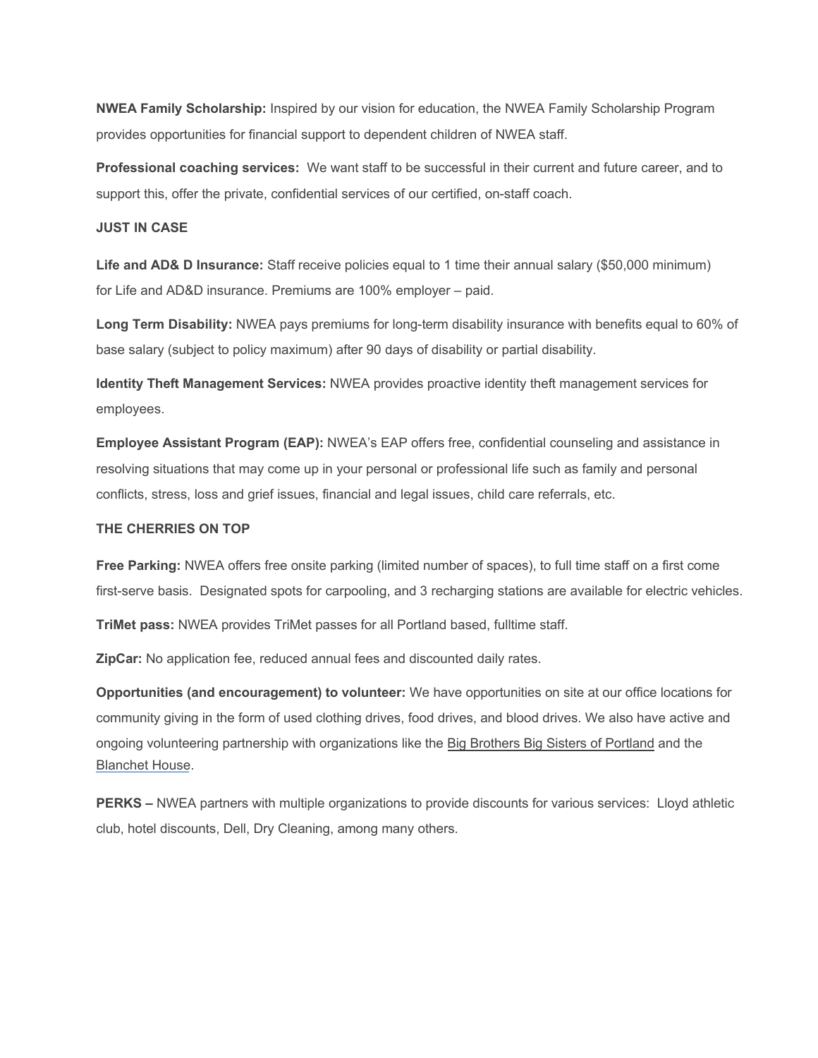**NWEA Family Scholarship:** Inspired by our vision for education, the NWEA Family Scholarship Program provides opportunities for financial support to dependent children of NWEA staff.

**Professional coaching services:** We want staff to be successful in their current and future career, and to support this, offer the private, confidential services of our certified, on-staff coach.

**JUST IN CASE**

**Life and AD& D Insurance:** Staff receive policies equal to 1 time their annual salary ($50,000 minimum) for Life and AD&D insurance. Premiums are 100% employer – paid.

**Long Term Disability:** NWEA pays premiums for long-term disability insurance with benefits equal to 60% of base salary (subject to policy maximum) after 90 days of disability or partial disability.

**Identity Theft Management Services:** NWEA provides proactive identity theft management services for employees.

**Employee Assistant Program (EAP):** NWEA's EAP offers free, confidential counseling and assistance in resolving situations that may come up in your personal or professional life such as family and personal conflicts, stress, loss and grief issues, financial and legal issues, child care referrals, etc.

**THE CHERRIES ON TOP**

**Free Parking:** NWEA offers free onsite parking (limited number of spaces), to full time staff on a first come first-serve basis. Designated spots for carpooling, and 3 recharging stations are available for electric vehicles.

**TriMet pass:** NWEA provides TriMet passes for all Portland based, fulltime staff.

**ZipCar:** No application fee, reduced annual fees and discounted daily rates.

**Opportunities (and encouragement) to volunteer:** We have opportunities on site at our office locations for community giving in the form of used clothing drives, food drives, and blood drives. We also have active and ongoing volunteering partnership with organizations like the Big Brothers Big Sisters of Portland and the Blanchet House.

**PERKS –** NWEA partners with multiple organizations to provide discounts for various services: Lloyd athletic club, hotel discounts, Dell, Dry Cleaning, among many others.